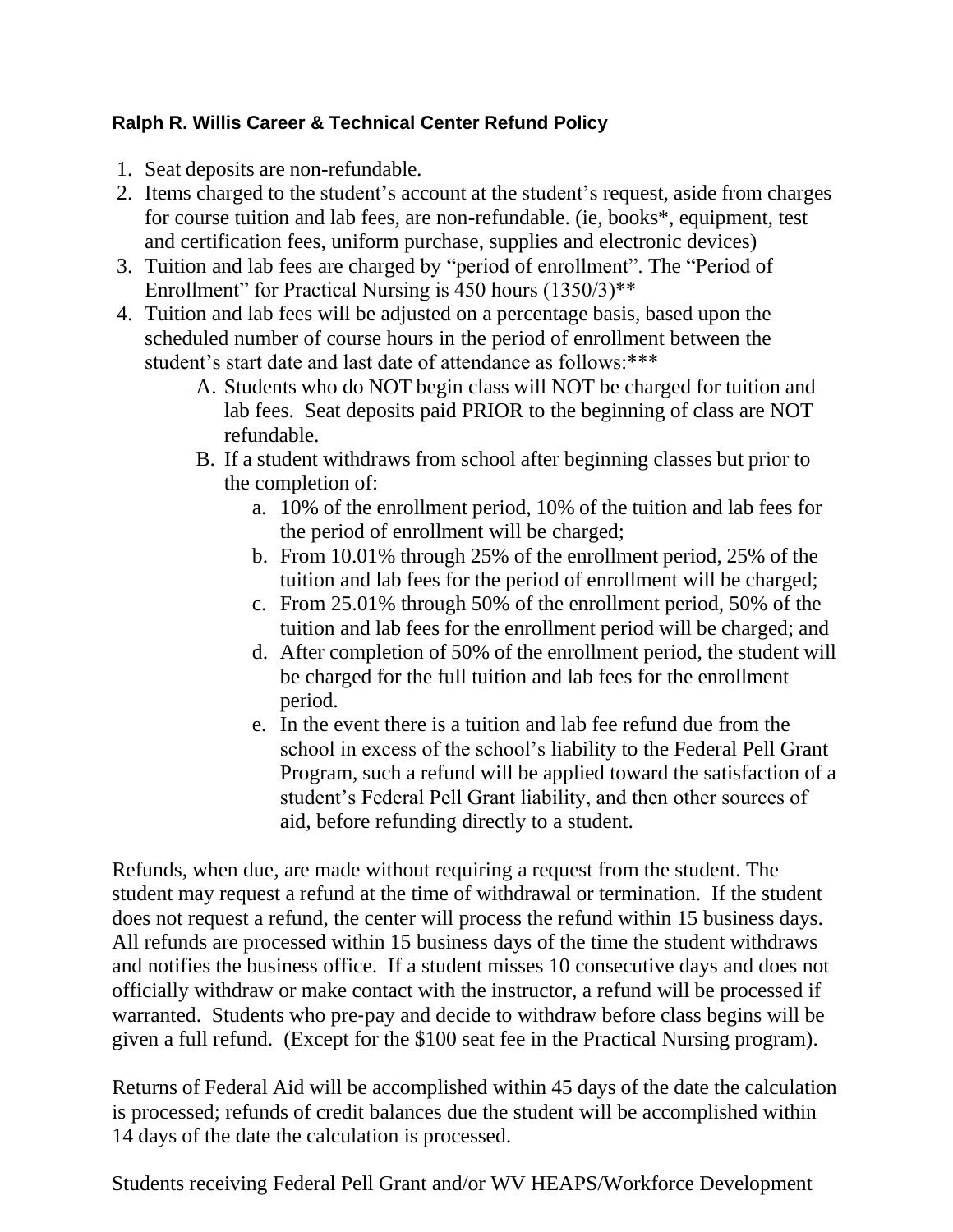**Ralph R. Willis Career & Technical Center Refund Policy**

1. Seat deposits are non-refundable.
2. Items charged to the student's account at the student's request, aside from charges for course tuition and lab fees, are non-refundable. (ie, books*, equipment, test and certification fees, uniform purchase, supplies and electronic devices)
3. Tuition and lab fees are charged by "period of enrollment". The "Period of Enrollment" for Practical Nursing is 450 hours (1350/3)**
4. Tuition and lab fees will be adjusted on a percentage basis, based upon the scheduled number of course hours in the period of enrollment between the student's start date and last date of attendance as follows:***
   A. Students who do NOT begin class will NOT be charged for tuition and lab fees. Seat deposits paid PRIOR to the beginning of class are NOT refundable.
   B. If a student withdraws from school after beginning classes but prior to the completion of:
      a. 10% of the enrollment period, 10% of the tuition and lab fees for the period of enrollment will be charged;
      b. From 10.01% through 25% of the enrollment period, 25% of the tuition and lab fees for the period of enrollment will be charged;
      c. From 25.01% through 50% of the enrollment period, 50% of the tuition and lab fees for the enrollment period will be charged; and
      d. After completion of 50% of the enrollment period, the student will be charged for the full tuition and lab fees for the enrollment period.
      e. In the event there is a tuition and lab fee refund due from the school in excess of the school's liability to the Federal Pell Grant Program, such a refund will be applied toward the satisfaction of a student's Federal Pell Grant liability, and then other sources of aid, before refunding directly to a student.

Refunds, when due, are made without requiring a request from the student. The student may request a refund at the time of withdrawal or termination. If the student does not request a refund, the center will process the refund within 15 business days. All refunds are processed within 15 business days of the time the student withdraws and notifies the business office. If a student misses 10 consecutive days and does not officially withdraw or make contact with the instructor, a refund will be processed if warranted. Students who pre-pay and decide to withdraw before class begins will be given a full refund. (Except for the $100 seat fee in the Practical Nursing program).

Returns of Federal Aid will be accomplished within 45 days of the date the calculation is processed; refunds of credit balances due the student will be accomplished within 14 days of the date the calculation is processed.

Students receiving Federal Pell Grant and/or WV HEAPS/Workforce Development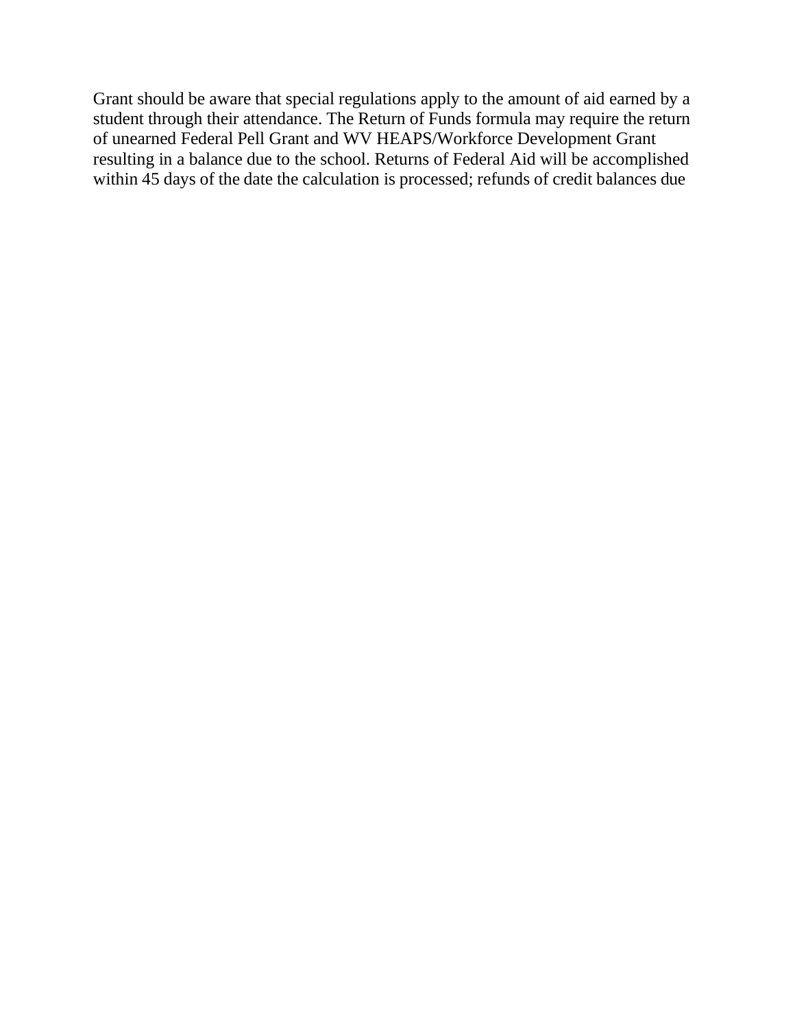Grant should be aware that special regulations apply to the amount of aid earned by a student through their attendance. The Return of Funds formula may require the return of unearned Federal Pell Grant and WV HEAPS/Workforce Development Grant resulting in a balance due to the school. Returns of Federal Aid will be accomplished within 45 days of the date the calculation is processed; refunds of credit balances due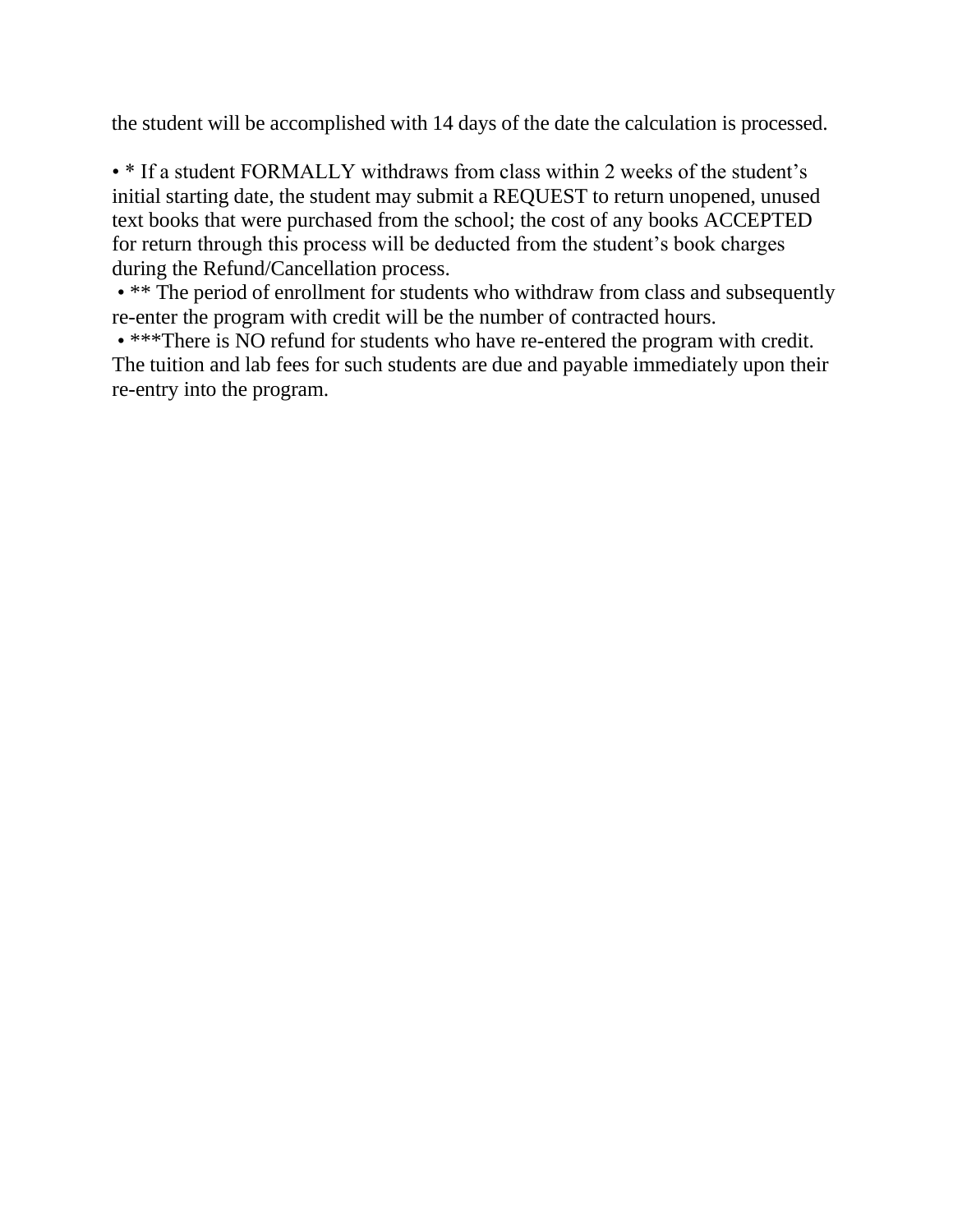the student will be accomplished with 14 days of the date the calculation is processed.

- * If a student FORMALLY withdraws from class within 2 weeks of the student's initial starting date, the student may submit a REQUEST to return unopened, unused text books that were purchased from the school; the cost of any books ACCEPTED for return through this process will be deducted from the student's book charges during the Refund/Cancellation process.
- ** The period of enrollment for students who withdraw from class and subsequently re-enter the program with credit will be the number of contracted hours.
- ***There is NO refund for students who have re-entered the program with credit. The tuition and lab fees for such students are due and payable immediately upon their re-entry into the program.